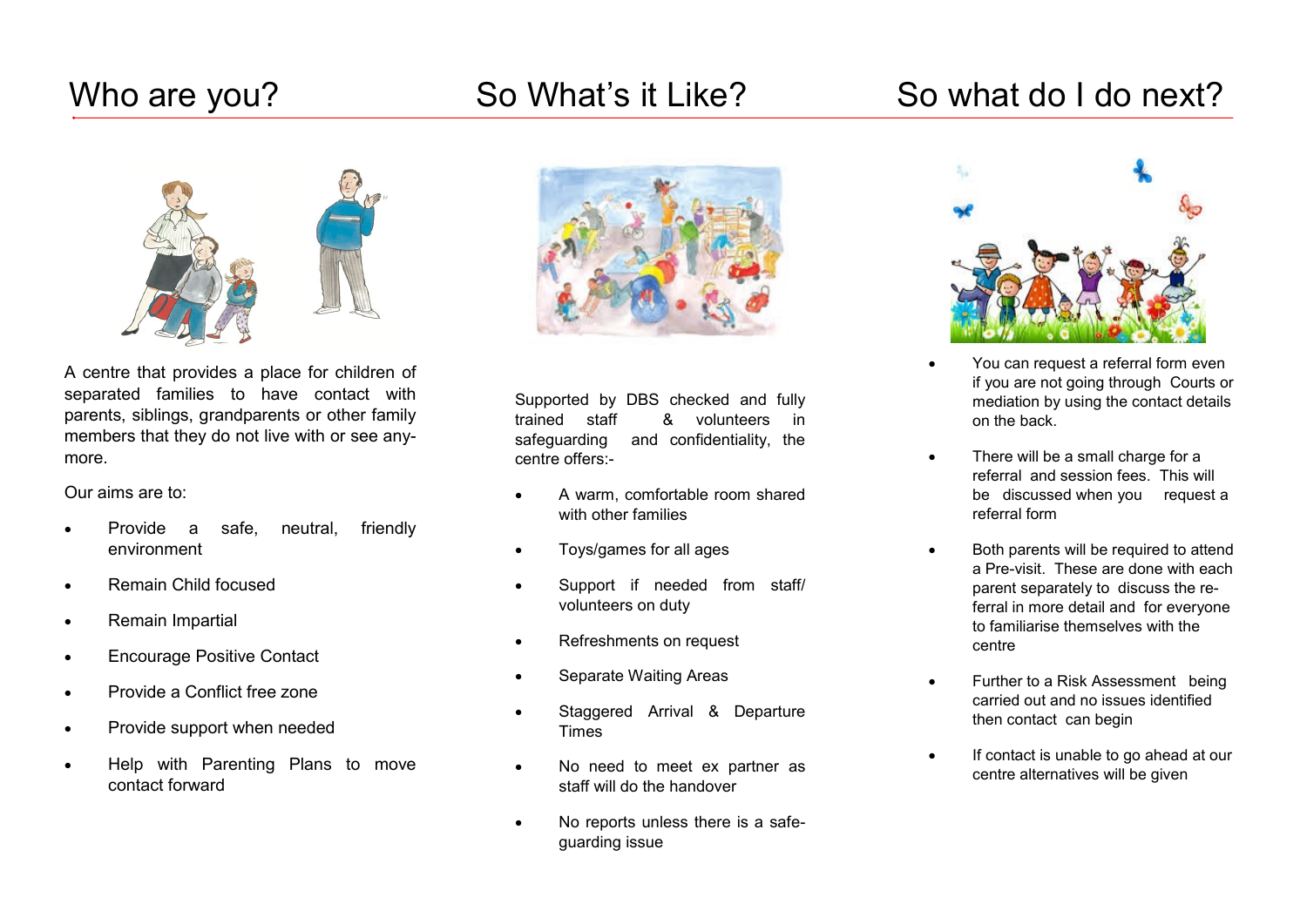# Who are you?

A centre that provides a place for children of separated families to have contact with parents, siblings, grandparents or other family members that they do not live with or see anymore.

Our aims are to:

- Provide a safe, neutral, friendly environment
- Remain Child focused
- Remain Impartial
- Encourage Positive Contact
- Provide a Conflict free zone
- Provide support when needed
- Help with Parenting Plans to move contact forward

# So What's it Like?

Supported by DBS checked and fully trained staff & volunteers in safeguarding and confidentiality, the centre offers:-

- A warm, comfortable room shared with other families
- Toys/games for all ages
- Support if needed from staff/ volunteers on duty
- Refreshments on request
- Separate Waiting Areas
- Staggered Arrival & Departure Times
- No need to meet ex partner as staff will do the handover
- No reports unless there is a safeguarding issue

# So what do I do next?

- You can request a referral form even if you are not going through Courts or mediation by using the contact details on the back.
- There will be a small charge for a referral and session fees. This will be discussed when you request a referral form
- Both parents will be required to attend a Pre-visit. These are done with each parent separately to discuss the referral in more detail and for everyone to familiarise themselves with the centre
- Further to a Risk Assessment being carried out and no issues identified then contact can begin
- If contact is unable to go ahead at our centre alternatives will be given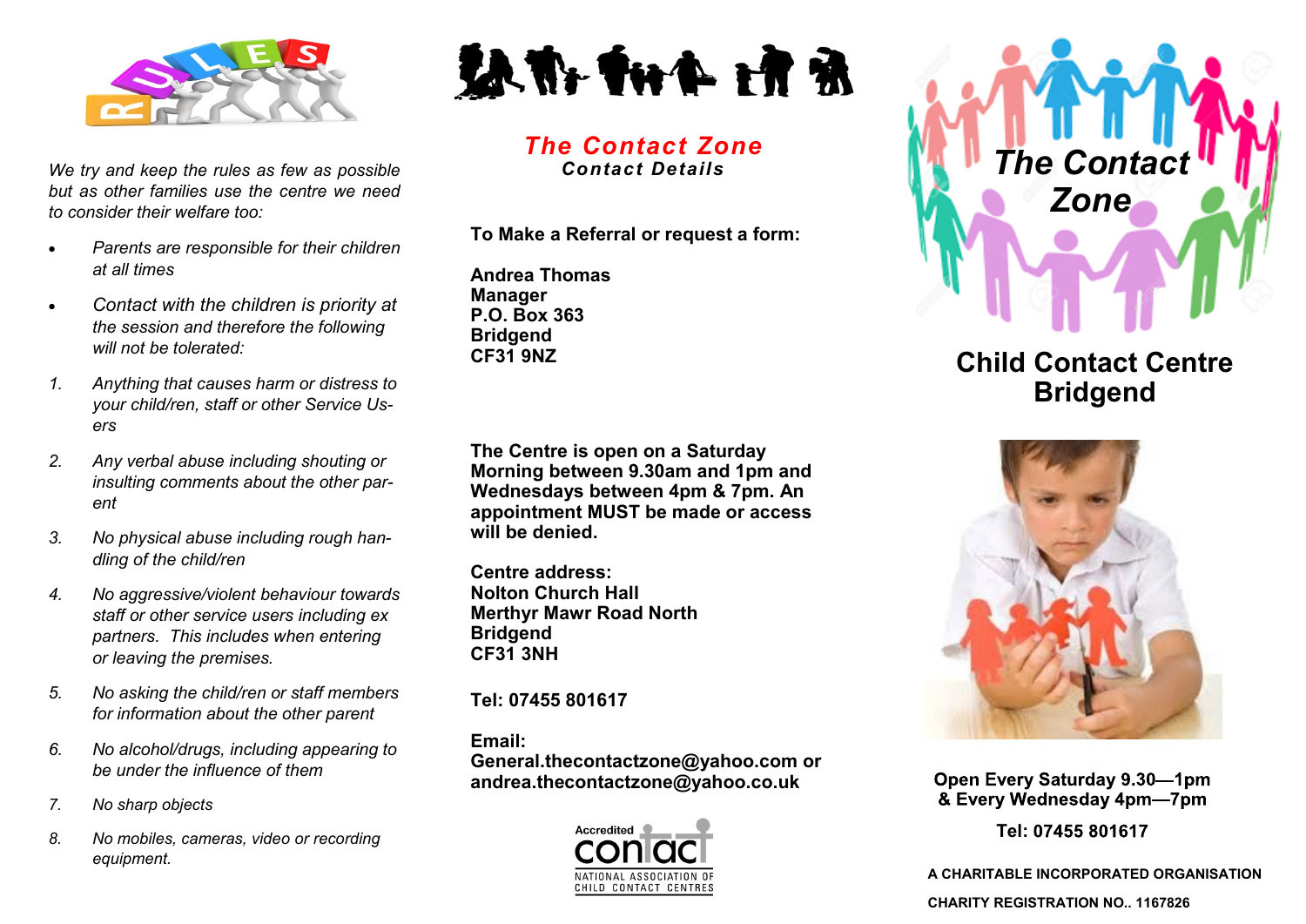*We try and keep the rules as few as possible but as other families use the centre we need to consider their welfare too:*

- *Parents are responsible for their children at all times*
- *Contact with the children is priority at the session and therefore the following will not be tolerated:*

1. *Anything that causes harm or distress to your child/ren, staff or other Service Users*
2. *Any verbal abuse including shouting or insulting comments about the other parent*
3. *No physical abuse including rough handling of the child/ren*
4. *No aggressive/violent behaviour towards staff or other service users including ex partners. This includes when entering or leaving the premises.*
5. *No asking the child/ren or staff members for information about the other parent*
6. *No alcohol/drugs, including appearing to be under the influence of them*
7. *No sharp objects*
8. *No mobiles, cameras, video or recording equipment.*

## *The Contact Zone*

### *Contact Details*

**To Make a Referral or request a form:**

**Andrea Thomas**
**Manager**
**P.O. Box 363**
**Bridgend**
**CF31 9NZ**

**The Centre is open on a Saturday Morning between 9.30am and 1pm and Wednesdays between 4pm & 7pm. An appointment MUST be made or access will be denied.**

**Centre address:**
**Nolton Church Hall**
**Merthyr Mawr Road North**
**Bridgend**
**CF31 3NH**

**Tel: 07455 801617**

**Email:**
**General.thecontactzone@yahoo.com or andrea.thecontactzone@yahoo.co.uk**

Accredited contact
NATIONAL ASSOCIATION OF CHILD CONTACT CENTRES

# *The Contact Zone*

## Child Contact Centre Bridgend

**Open Every Saturday 9.30—1pm & Every Wednesday 4pm—7pm**

**Tel: 07455 801617**

**A CHARITABLE INCORPORATED ORGANISATION**

**CHARITY REGISTRATION NO.. 1167826**